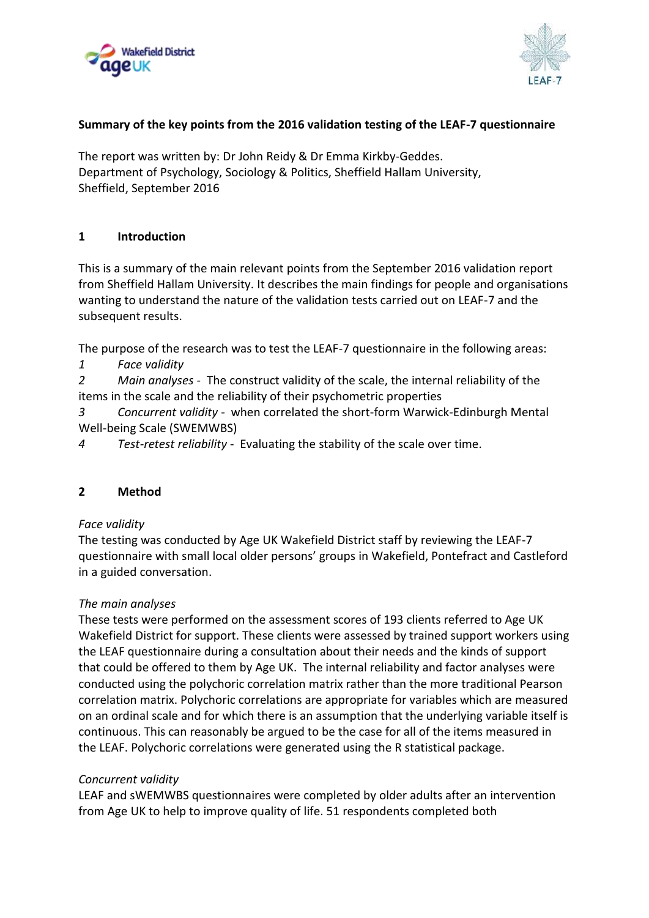**Summary of the key points from the 2016 validation testing of the LEAF-7 questionnaire**

The report was written by: Dr John Reidy & Dr Emma Kirkby-Geddes.
Department of Psychology, Sociology & Politics, Sheffield Hallam University,
Sheffield, September 2016

## 1 Introduction

This is a summary of the main relevant points from the September 2016 validation report from Sheffield Hallam University. It describes the main findings for people and organisations wanting to understand the nature of the validation tests carried out on LEAF-7 and the subsequent results.

The purpose of the research was to test the LEAF-7 questionnaire in the following areas:

1 *Face validity*

2 *Main analyses* - The construct validity of the scale, the internal reliability of the items in the scale and the reliability of their psychometric properties

3 *Concurrent validity* - when correlated the short-form Warwick-Edinburgh Mental Well-being Scale (SWEMWBS)

4 *Test-retest reliability* - Evaluating the stability of the scale over time.

## 2 Method

*Face validity*

The testing was conducted by Age UK Wakefield District staff by reviewing the LEAF-7 questionnaire with small local older persons' groups in Wakefield, Pontefract and Castleford in a guided conversation.

*The main analyses*

These tests were performed on the assessment scores of 193 clients referred to Age UK Wakefield District for support. These clients were assessed by trained support workers using the LEAF questionnaire during a consultation about their needs and the kinds of support that could be offered to them by Age UK. The internal reliability and factor analyses were conducted using the polychoric correlation matrix rather than the more traditional Pearson correlation matrix. Polychoric correlations are appropriate for variables which are measured on an ordinal scale and for which there is an assumption that the underlying variable itself is continuous. This can reasonably be argued to be the case for all of the items measured in the LEAF. Polychoric correlations were generated using the R statistical package.

*Concurrent validity*

LEAF and sWEMWBS questionnaires were completed by older adults after an intervention from Age UK to help to improve quality of life. 51 respondents completed both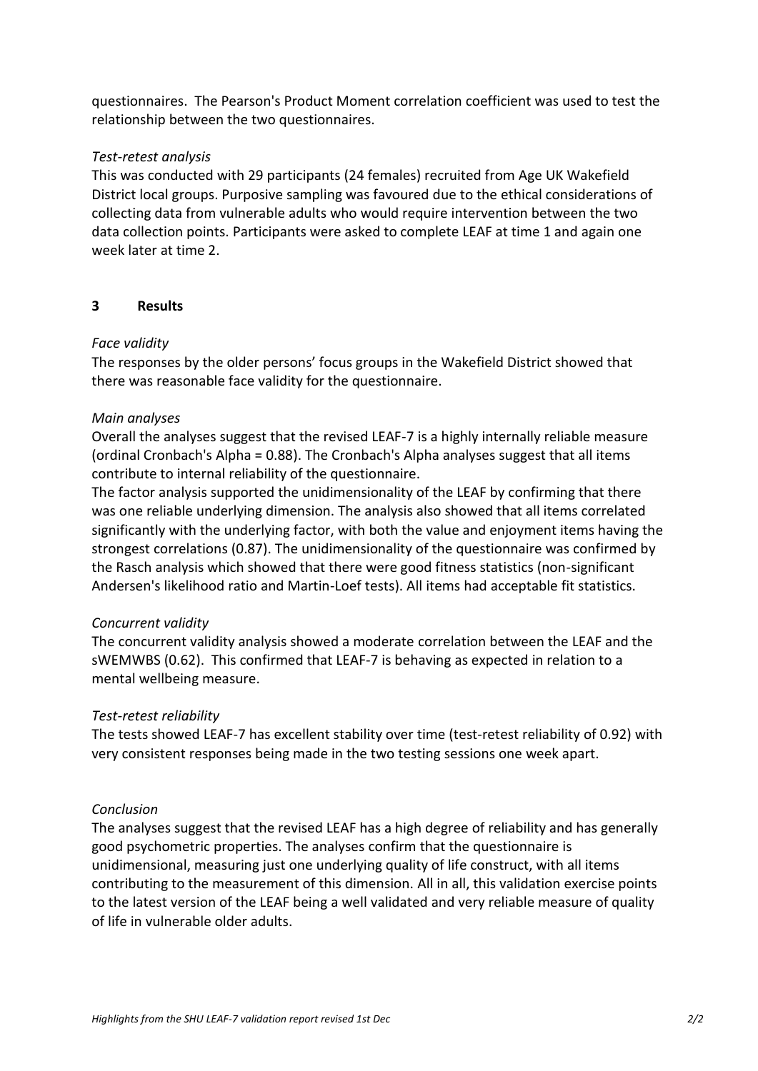questionnaires. The Pearson's Product Moment correlation coefficient was used to test the relationship between the two questionnaires.

*Test-retest analysis*

This was conducted with 29 participants (24 females) recruited from Age UK Wakefield District local groups. Purposive sampling was favoured due to the ethical considerations of collecting data from vulnerable adults who would require intervention between the two data collection points. Participants were asked to complete LEAF at time 1 and again one week later at time 2.

## 3 Results

*Face validity*

The responses by the older persons' focus groups in the Wakefield District showed that there was reasonable face validity for the questionnaire.

*Main analyses*

Overall the analyses suggest that the revised LEAF-7 is a highly internally reliable measure (ordinal Cronbach's Alpha = 0.88). The Cronbach's Alpha analyses suggest that all items contribute to internal reliability of the questionnaire.

The factor analysis supported the unidimensionality of the LEAF by confirming that there was one reliable underlying dimension. The analysis also showed that all items correlated significantly with the underlying factor, with both the value and enjoyment items having the strongest correlations (0.87). The unidimensionality of the questionnaire was confirmed by the Rasch analysis which showed that there were good fitness statistics (non-significant Andersen's likelihood ratio and Martin-Loef tests). All items had acceptable fit statistics.

*Concurrent validity*

The concurrent validity analysis showed a moderate correlation between the LEAF and the sWEMWBS (0.62). This confirmed that LEAF-7 is behaving as expected in relation to a mental wellbeing measure.

*Test-retest reliability*

The tests showed LEAF-7 has excellent stability over time (test-retest reliability of 0.92) with very consistent responses being made in the two testing sessions one week apart.

*Conclusion*

The analyses suggest that the revised LEAF has a high degree of reliability and has generally good psychometric properties. The analyses confirm that the questionnaire is unidimensional, measuring just one underlying quality of life construct, with all items contributing to the measurement of this dimension. All in all, this validation exercise points to the latest version of the LEAF being a well validated and very reliable measure of quality of life in vulnerable older adults.